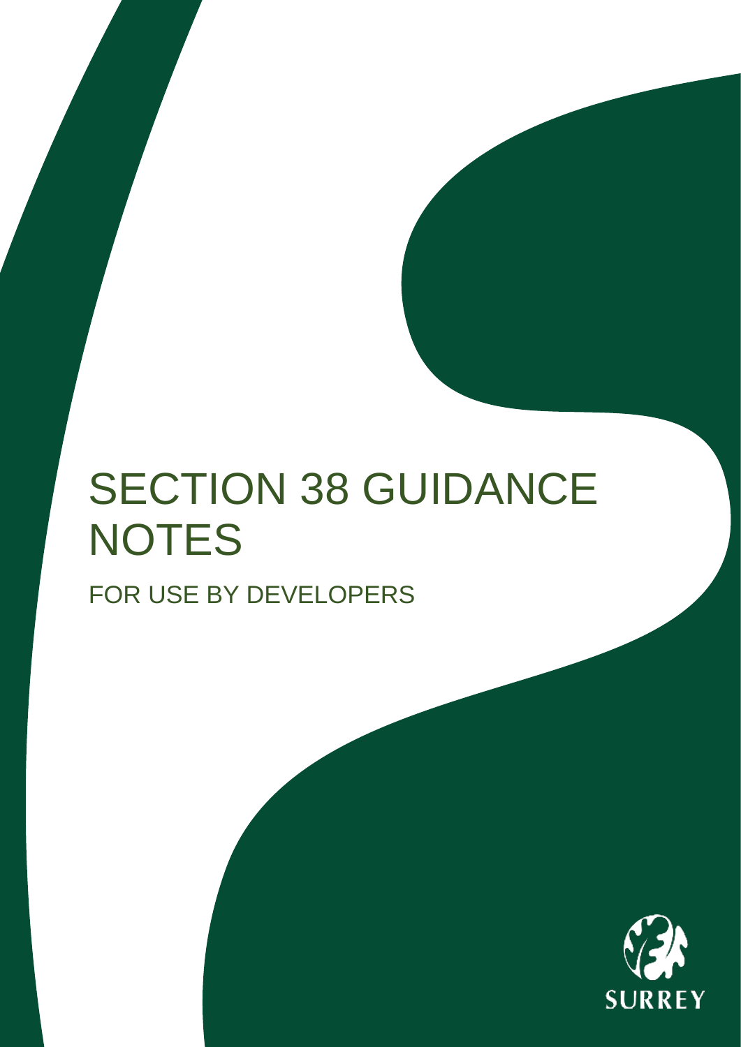# SECTION 38 GUIDANCE NOTES

## FOR USE BY DEVELOPERS

SURREY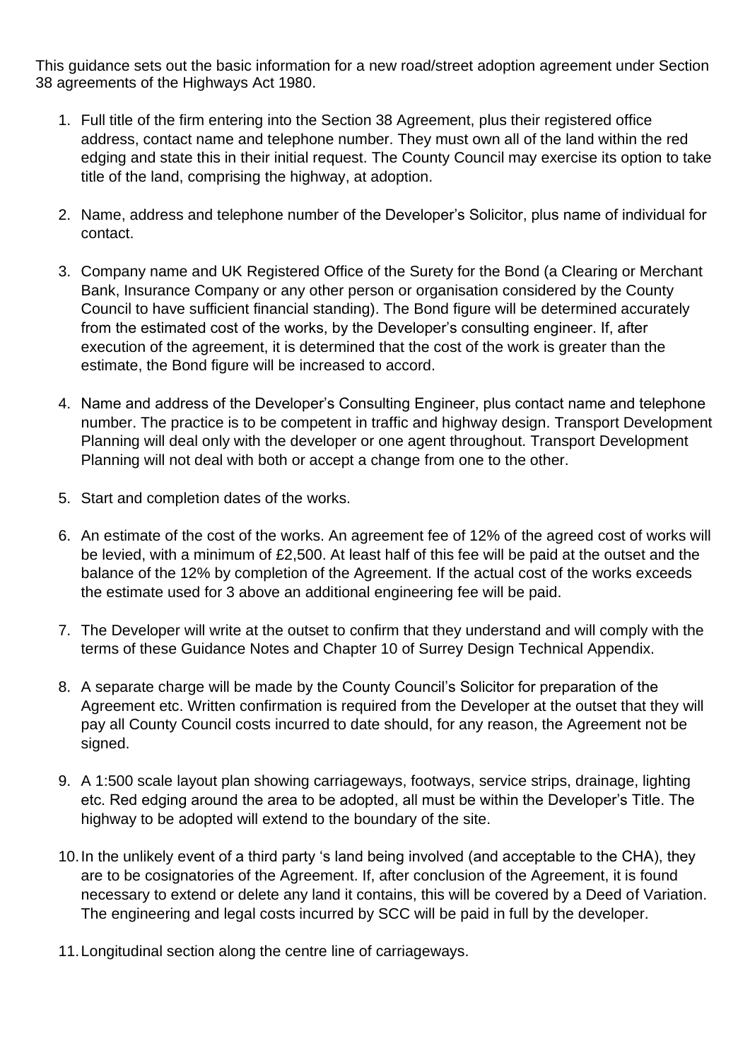This guidance sets out the basic information for a new road/street adoption agreement under Section 38 agreements of the Highways Act 1980.

1. Full title of the firm entering into the Section 38 Agreement, plus their registered office address, contact name and telephone number. They must own all of the land within the red edging and state this in their initial request. The County Council may exercise its option to take title of the land, comprising the highway, at adoption.

2. Name, address and telephone number of the Developer's Solicitor, plus name of individual for contact.

3. Company name and UK Registered Office of the Surety for the Bond (a Clearing or Merchant Bank, Insurance Company or any other person or organisation considered by the County Council to have sufficient financial standing). The Bond figure will be determined accurately from the estimated cost of the works, by the Developer's consulting engineer. If, after execution of the agreement, it is determined that the cost of the work is greater than the estimate, the Bond figure will be increased to accord.

4. Name and address of the Developer's Consulting Engineer, plus contact name and telephone number. The practice is to be competent in traffic and highway design. Transport Development Planning will deal only with the developer or one agent throughout. Transport Development Planning will not deal with both or accept a change from one to the other.

5. Start and completion dates of the works.

6. An estimate of the cost of the works. An agreement fee of 12% of the agreed cost of works will be levied, with a minimum of £2,500. At least half of this fee will be paid at the outset and the balance of the 12% by completion of the Agreement. If the actual cost of the works exceeds the estimate used for 3 above an additional engineering fee will be paid.

7. The Developer will write at the outset to confirm that they understand and will comply with the terms of these Guidance Notes and Chapter 10 of Surrey Design Technical Appendix.

8. A separate charge will be made by the County Council's Solicitor for preparation of the Agreement etc. Written confirmation is required from the Developer at the outset that they will pay all County Council costs incurred to date should, for any reason, the Agreement not be signed.

9. A 1:500 scale layout plan showing carriageways, footways, service strips, drainage, lighting etc. Red edging around the area to be adopted, all must be within the Developer's Title. The highway to be adopted will extend to the boundary of the site.

10. In the unlikely event of a third party 's land being involved (and acceptable to the CHA), they are to be cosignatories of the Agreement. If, after conclusion of the Agreement, it is found necessary to extend or delete any land it contains, this will be covered by a Deed of Variation. The engineering and legal costs incurred by SCC will be paid in full by the developer.

11. Longitudinal section along the centre line of carriageways.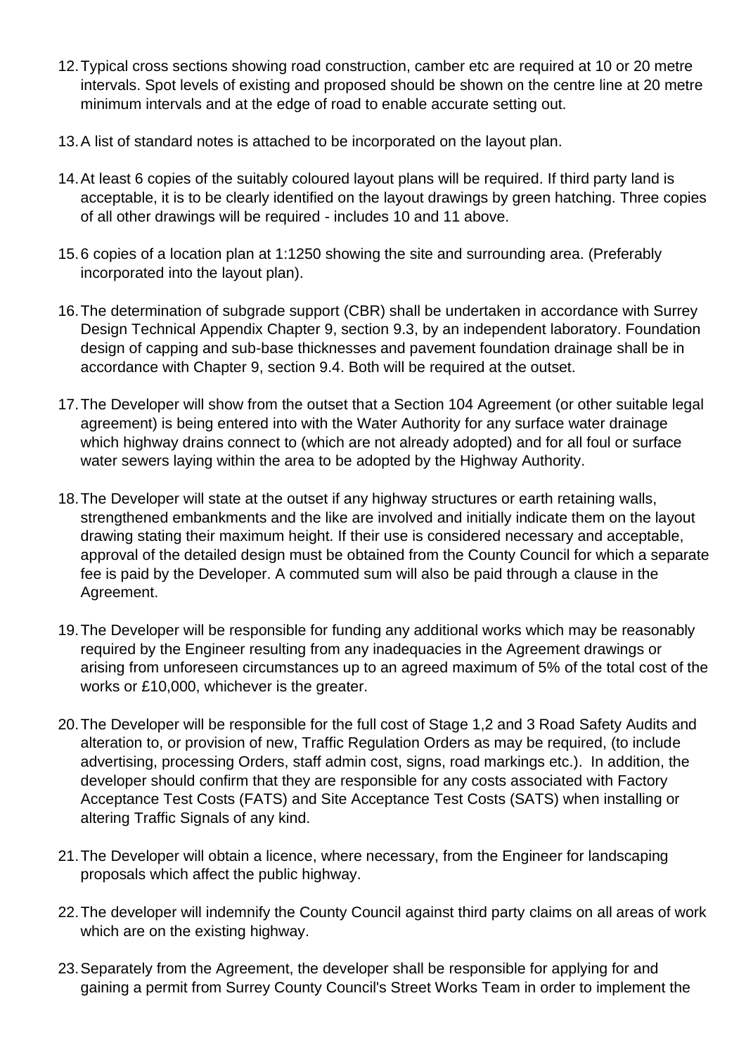12. Typical cross sections showing road construction, camber etc are required at 10 or 20 metre intervals. Spot levels of existing and proposed should be shown on the centre line at 20 metre minimum intervals and at the edge of road to enable accurate setting out.

13. A list of standard notes is attached to be incorporated on the layout plan.

14. At least 6 copies of the suitably coloured layout plans will be required. If third party land is acceptable, it is to be clearly identified on the layout drawings by green hatching. Three copies of all other drawings will be required - includes 10 and 11 above.

15. 6 copies of a location plan at 1:1250 showing the site and surrounding area. (Preferably incorporated into the layout plan).

16. The determination of subgrade support (CBR) shall be undertaken in accordance with Surrey Design Technical Appendix Chapter 9, section 9.3, by an independent laboratory. Foundation design of capping and sub-base thicknesses and pavement foundation drainage shall be in accordance with Chapter 9, section 9.4. Both will be required at the outset.

17. The Developer will show from the outset that a Section 104 Agreement (or other suitable legal agreement) is being entered into with the Water Authority for any surface water drainage which highway drains connect to (which are not already adopted) and for all foul or surface water sewers laying within the area to be adopted by the Highway Authority.

18. The Developer will state at the outset if any highway structures or earth retaining walls, strengthened embankments and the like are involved and initially indicate them on the layout drawing stating their maximum height. If their use is considered necessary and acceptable, approval of the detailed design must be obtained from the County Council for which a separate fee is paid by the Developer. A commuted sum will also be paid through a clause in the Agreement.

19. The Developer will be responsible for funding any additional works which may be reasonably required by the Engineer resulting from any inadequacies in the Agreement drawings or arising from unforeseen circumstances up to an agreed maximum of 5% of the total cost of the works or £10,000, whichever is the greater.

20. The Developer will be responsible for the full cost of Stage 1,2 and 3 Road Safety Audits and alteration to, or provision of new, Traffic Regulation Orders as may be required, (to include advertising, processing Orders, staff admin cost, signs, road markings etc.). In addition, the developer should confirm that they are responsible for any costs associated with Factory Acceptance Test Costs (FATS) and Site Acceptance Test Costs (SATS) when installing or altering Traffic Signals of any kind.

21. The Developer will obtain a licence, where necessary, from the Engineer for landscaping proposals which affect the public highway.

22. The developer will indemnify the County Council against third party claims on all areas of work which are on the existing highway.

23. Separately from the Agreement, the developer shall be responsible for applying for and gaining a permit from Surrey County Council's Street Works Team in order to implement the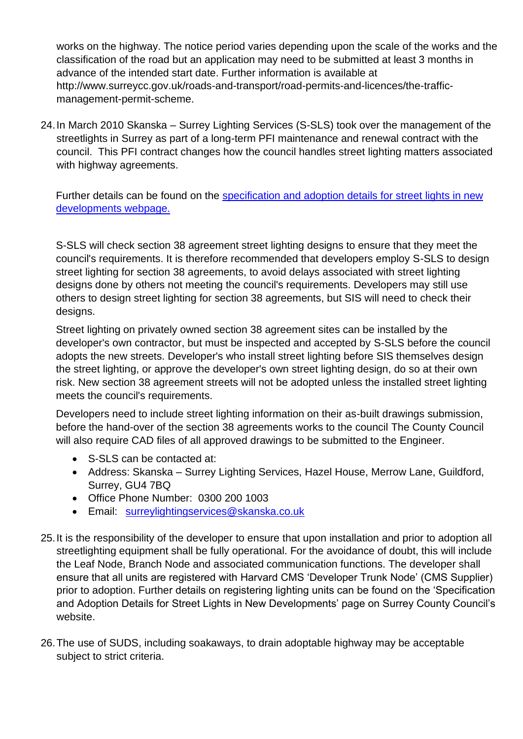works on the highway. The notice period varies depending upon the scale of the works and the classification of the road but an application may need to be submitted at least 3 months in advance of the intended start date. Further information is available at http://www.surreycc.gov.uk/roads-and-transport/road-permits-and-licences/the-traffic-management-permit-scheme.

24. In March 2010 Skanska – Surrey Lighting Services (S-SLS) took over the management of the streetlights in Surrey as part of a long-term PFI maintenance and renewal contract with the council.  This PFI contract changes how the council handles street lighting matters associated with highway agreements.

    Further details can be found on the [specification and adoption details for street lights in new developments webpage.]()

    S-SLS will check section 38 agreement street lighting designs to ensure that they meet the council's requirements. It is therefore recommended that developers employ S-SLS to design street lighting for section 38 agreements, to avoid delays associated with street lighting designs done by others not meeting the council's requirements. Developers may still use others to design street lighting for section 38 agreements, but SIS will need to check their designs.

    Street lighting on privately owned section 38 agreement sites can be installed by the developer's own contractor, but must be inspected and accepted by S-SLS before the council adopts the new streets. Developer's who install street lighting before SIS themselves design the street lighting, or approve the developer's own street lighting design, do so at their own risk. New section 38 agreement streets will not be adopted unless the installed street lighting meets the council's requirements.

    Developers need to include street lighting information on their as-built drawings submission, before the hand-over of the section 38 agreements works to the council The County Council will also require CAD files of all approved drawings to be submitted to the Engineer.

    - S-SLS can be contacted at:
    - Address: Skanska – Surrey Lighting Services, Hazel House, Merrow Lane, Guildford, Surrey, GU4 7BQ
    - Office Phone Number:  0300 200 1003
    - Email:  [surreylightingservices@skanska.co.uk](mailto:surreylightingservices@skanska.co.uk)

25. It is the responsibility of the developer to ensure that upon installation and prior to adoption all streetlighting equipment shall be fully operational. For the avoidance of doubt, this will include the Leaf Node, Branch Node and associated communication functions. The developer shall ensure that all units are registered with Harvard CMS 'Developer Trunk Node' (CMS Supplier) prior to adoption. Further details on registering lighting units can be found on the 'Specification and Adoption Details for Street Lights in New Developments' page on Surrey County Council's website.

26. The use of SUDS, including soakaways, to drain adoptable highway may be acceptable subject to strict criteria.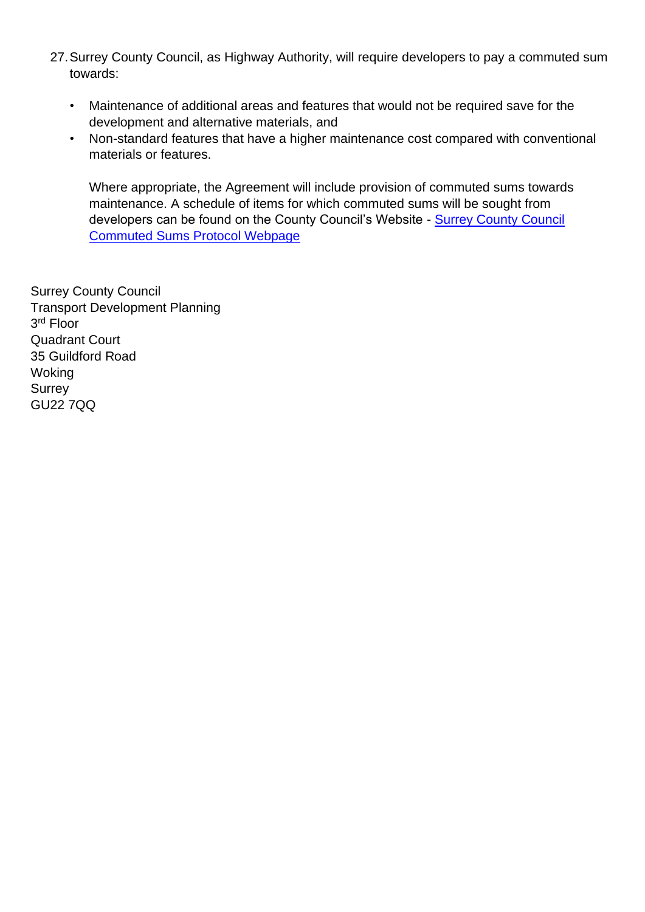27. Surrey County Council, as Highway Authority, will require developers to pay a commuted sum towards:

    - Maintenance of additional areas and features that would not be required save for the development and alternative materials, and
    - Non-standard features that have a higher maintenance cost compared with conventional materials or features.

    Where appropriate, the Agreement will include provision of commuted sums towards maintenance. A schedule of items for which commuted sums will be sought from developers can be found on the County Council's Website - Surrey County Council Commuted Sums Protocol Webpage

Surrey County Council
Transport Development Planning
3rd Floor
Quadrant Court
35 Guildford Road
Woking
Surrey
GU22 7QQ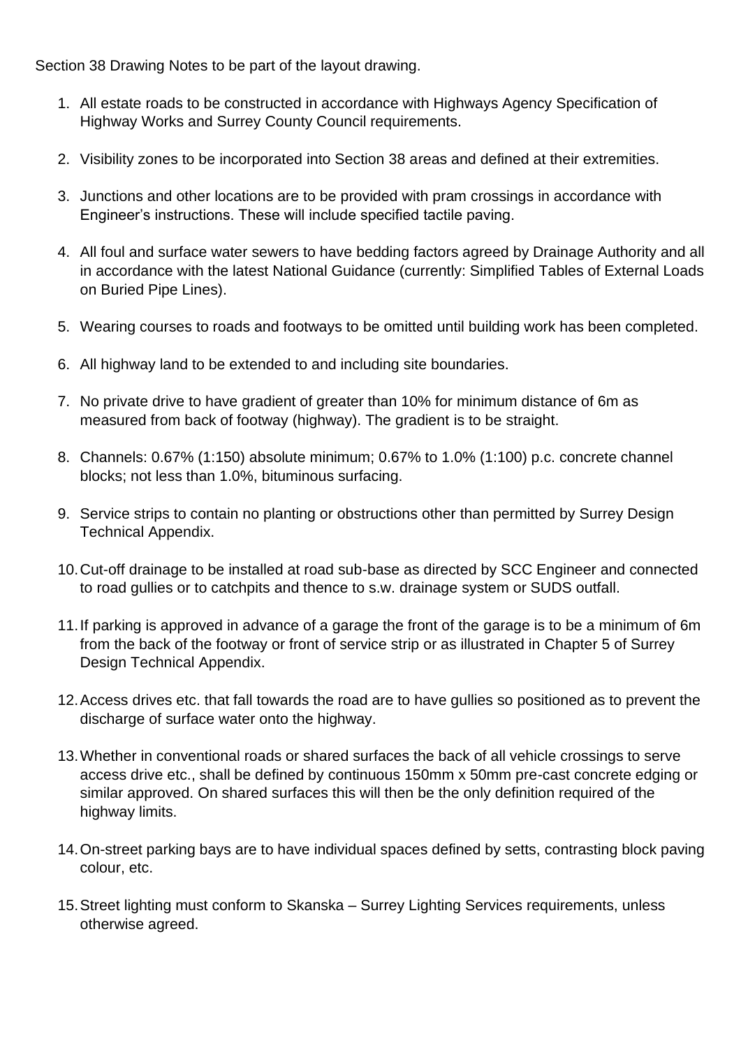Section 38 Drawing Notes to be part of the layout drawing.

1. All estate roads to be constructed in accordance with Highways Agency Specification of Highway Works and Surrey County Council requirements.

2. Visibility zones to be incorporated into Section 38 areas and defined at their extremities.

3. Junctions and other locations are to be provided with pram crossings in accordance with Engineer's instructions. These will include specified tactile paving.

4. All foul and surface water sewers to have bedding factors agreed by Drainage Authority and all in accordance with the latest National Guidance (currently: Simplified Tables of External Loads on Buried Pipe Lines).

5. Wearing courses to roads and footways to be omitted until building work has been completed.

6. All highway land to be extended to and including site boundaries.

7. No private drive to have gradient of greater than 10% for minimum distance of 6m as measured from back of footway (highway). The gradient is to be straight.

8. Channels: 0.67% (1:150) absolute minimum; 0.67% to 1.0% (1:100) p.c. concrete channel blocks; not less than 1.0%, bituminous surfacing.

9. Service strips to contain no planting or obstructions other than permitted by Surrey Design Technical Appendix.

10. Cut-off drainage to be installed at road sub-base as directed by SCC Engineer and connected to road gullies or to catchpits and thence to s.w. drainage system or SUDS outfall.

11. If parking is approved in advance of a garage the front of the garage is to be a minimum of 6m from the back of the footway or front of service strip or as illustrated in Chapter 5 of Surrey Design Technical Appendix.

12. Access drives etc. that fall towards the road are to have gullies so positioned as to prevent the discharge of surface water onto the highway.

13. Whether in conventional roads or shared surfaces the back of all vehicle crossings to serve access drive etc., shall be defined by continuous 150mm x 50mm pre-cast concrete edging or similar approved. On shared surfaces this will then be the only definition required of the highway limits.

14. On-street parking bays are to have individual spaces defined by setts, contrasting block paving colour, etc.

15. Street lighting must conform to Skanska – Surrey Lighting Services requirements, unless otherwise agreed.